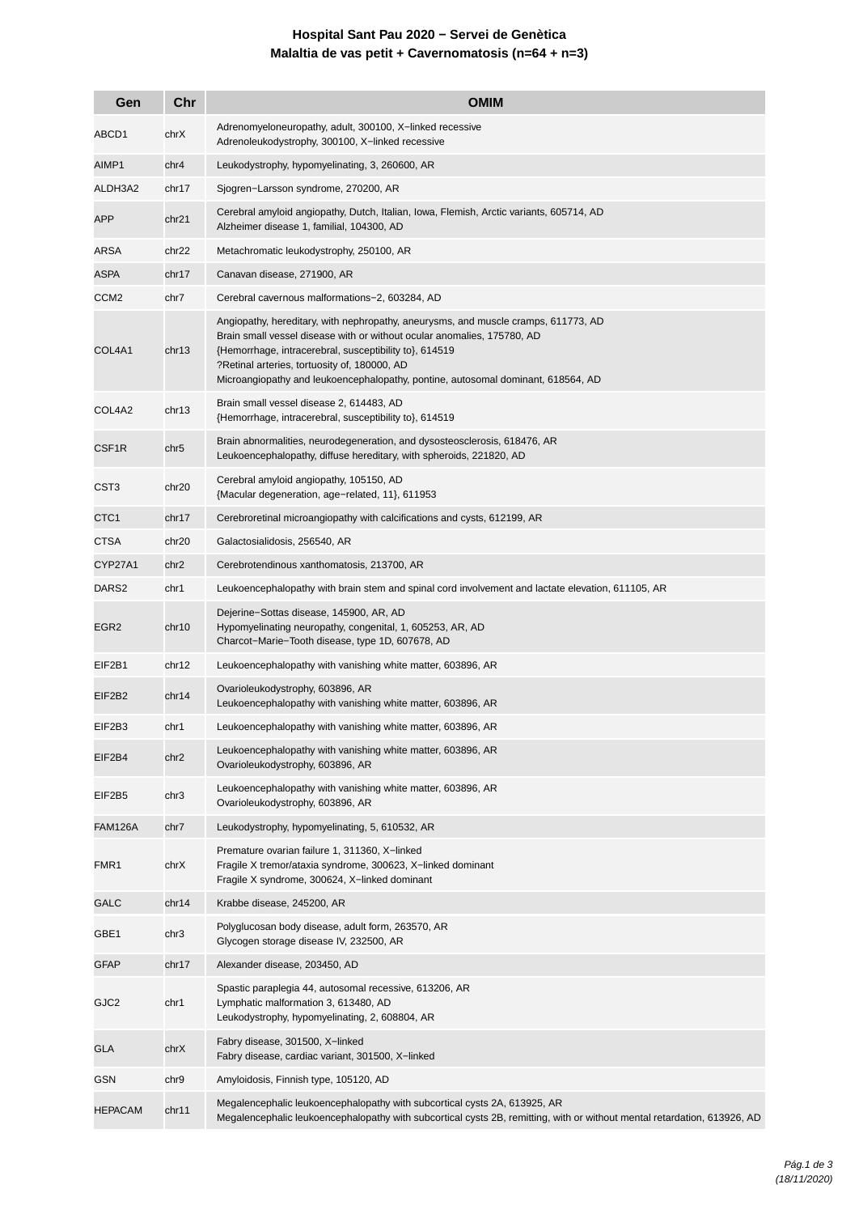**Hospital Sant Pau 2020 − Servei de Genètica**

**Malaltia de vas petit + Cavernomatosis (n=64 + n=3)**

| Gen | Chr | OMIM |
|---|---|---|
| ABCD1 | chrX | Adrenomyeloneuropathy, adult, 300100, X−linked recessive<br>Adrenoleukodystrophy, 300100, X−linked recessive |
| AIMP1 | chr4 | Leukodystrophy, hypomyelinating, 3, 260600, AR |
| ALDH3A2 | chr17 | Sjogren−Larsson syndrome, 270200, AR |
| APP | chr21 | Cerebral amyloid angiopathy, Dutch, Italian, Iowa, Flemish, Arctic variants, 605714, AD<br>Alzheimer disease 1, familial, 104300, AD |
| ARSA | chr22 | Metachromatic leukodystrophy, 250100, AR |
| ASPA | chr17 | Canavan disease, 271900, AR |
| CCM2 | chr7 | Cerebral cavernous malformations−2, 603284, AD |
| COL4A1 | chr13 | Angiopathy, hereditary, with nephropathy, aneurysms, and muscle cramps, 611773, AD<br>Brain small vessel disease with or without ocular anomalies, 175780, AD<br>{Hemorrhage, intracerebral, susceptibility to}, 614519<br>?Retinal arteries, tortuosity of, 180000, AD<br>Microangiopathy and leukoencephalopathy, pontine, autosomal dominant, 618564, AD |
| COL4A2 | chr13 | Brain small vessel disease 2, 614483, AD<br>{Hemorrhage, intracerebral, susceptibility to}, 614519 |
| CSF1R | chr5 | Brain abnormalities, neurodegeneration, and dysosteosclerosis, 618476, AR<br>Leukoencephalopathy, diffuse hereditary, with spheroids, 221820, AD |
| CST3 | chr20 | Cerebral amyloid angiopathy, 105150, AD<br>{Macular degeneration, age−related, 11}, 611953 |
| CTC1 | chr17 | Cerebroretinal microangiopathy with calcifications and cysts, 612199, AR |
| CTSA | chr20 | Galactosialidosis, 256540, AR |
| CYP27A1 | chr2 | Cerebrotendinous xanthomatosis, 213700, AR |
| DARS2 | chr1 | Leukoencephalopathy with brain stem and spinal cord involvement and lactate elevation, 611105, AR |
| EGR2 | chr10 | Dejerine−Sottas disease, 145900, AR, AD<br>Hypomyelinating neuropathy, congenital, 1, 605253, AR, AD<br>Charcot−Marie−Tooth disease, type 1D, 607678, AD |
| EIF2B1 | chr12 | Leukoencephalopathy with vanishing white matter, 603896, AR |
| EIF2B2 | chr14 | Ovarioleukodystrophy, 603896, AR<br>Leukoencephalopathy with vanishing white matter, 603896, AR |
| EIF2B3 | chr1 | Leukoencephalopathy with vanishing white matter, 603896, AR |
| EIF2B4 | chr2 | Leukoencephalopathy with vanishing white matter, 603896, AR<br>Ovarioleukodystrophy, 603896, AR |
| EIF2B5 | chr3 | Leukoencephalopathy with vanishing white matter, 603896, AR<br>Ovarioleukodystrophy, 603896, AR |
| FAM126A | chr7 | Leukodystrophy, hypomyelinating, 5, 610532, AR |
| FMR1 | chrX | Premature ovarian failure 1, 311360, X−linked<br>Fragile X tremor/ataxia syndrome, 300623, X−linked dominant<br>Fragile X syndrome, 300624, X−linked dominant |
| GALC | chr14 | Krabbe disease, 245200, AR |
| GBE1 | chr3 | Polyglucosan body disease, adult form, 263570, AR<br>Glycogen storage disease IV, 232500, AR |
| GFAP | chr17 | Alexander disease, 203450, AD |
| GJC2 | chr1 | Spastic paraplegia 44, autosomal recessive, 613206, AR<br>Lymphatic malformation 3, 613480, AD<br>Leukodystrophy, hypomyelinating, 2, 608804, AR |
| GLA | chrX | Fabry disease, 301500, X−linked<br>Fabry disease, cardiac variant, 301500, X−linked |
| GSN | chr9 | Amyloidosis, Finnish type, 105120, AD |
| HEPACAM | chr11 | Megalencephalic leukoencephalopathy with subcortical cysts 2A, 613925, AR<br>Megalencephalic leukoencephalopathy with subcortical cysts 2B, remitting, with or without mental retardation, 613926, AD |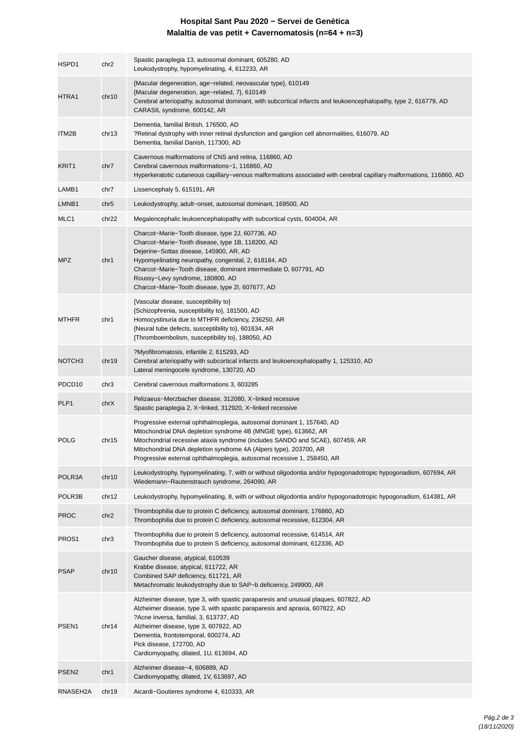# Hospital Sant Pau 2020 − Servei de Genètica

## Malaltia de vas petit + Cavernomatosis (n=64 + n=3)

| | | |
|---|---|---|
| HSPD1 | chr2 | Spastic paraplegia 13, autosomal dominant, 605280, AD<br>Leukodystrophy, hypomyelinating, 4, 612233, AR |
| HTRA1 | chr10 | {Macular degeneration, age−related, neovascular type}, 610149<br>{Macular degeneration, age−related, 7}, 610149<br>Cerebral arteriopathy, autosomal dominant, with subcortical infarcts and leukoencephalopathy, type 2, 616779, AD<br>CARASIL syndrome, 600142, AR |
| ITM2B | chr13 | Dementia, familial British, 176500, AD<br>?Retinal dystrophy with inner retinal dysfunction and ganglion cell abnormalities, 616079, AD<br>Dementia, familial Danish, 117300, AD |
| KRIT1 | chr7 | Cavernous malformations of CNS and retina, 116860, AD<br>Cerebral cavernous malformations−1, 116860, AD<br>Hyperkeratotic cutaneous capillary−venous malformations associated with cerebral capillary malformations, 116860, AD |
| LAMB1 | chr7 | Lissencephaly 5, 615191, AR |
| LMNB1 | chr5 | Leukodystrophy, adult−onset, autosomal dominant, 169500, AD |
| MLC1 | chr22 | Megalencephalic leukoencephalopathy with subcortical cysts, 604004, AR |
| MPZ | chr1 | Charcot−Marie−Tooth disease, type 2J, 607736, AD<br>Charcot−Marie−Tooth disease, type 1B, 118200, AD<br>Dejerine−Sottas disease, 145900, AR, AD<br>Hypomyelinating neuropathy, congenital, 2, 618184, AD<br>Charcot−Marie−Tooth disease, dominant intermediate D, 607791, AD<br>Roussy−Levy syndrome, 180800, AD<br>Charcot−Marie−Tooth disease, type 2I, 607677, AD |
| MTHFR | chr1 | {Vascular disease, susceptibility to}<br>{Schizophrenia, susceptibility to}, 181500, AD<br>Homocystinuria due to MTHFR deficiency, 236250, AR<br>{Neural tube defects, susceptibility to}, 601634, AR<br>{Thromboembolism, susceptibility to}, 188050, AD |
| NOTCH3 | chr19 | ?Myofibromatosis, infantile 2, 615293, AD<br>Cerebral arteriopathy with subcortical infarcts and leukoencephalopathy 1, 125310, AD<br>Lateral meningocele syndrome, 130720, AD |
| PDCD10 | chr3 | Cerebral cavernous malformations 3, 603285 |
| PLP1 | chrX | Pelizaeus−Merzbacher disease, 312080, X−linked recessive<br>Spastic paraplegia 2, X−linked, 312920, X−linked recessive |
| POLG | chr15 | Progressive external ophthalmoplegia, autosomal dominant 1, 157640, AD<br>Mitochondrial DNA depletion syndrome 4B (MNGIE type), 613662, AR<br>Mitochondrial recessive ataxia syndrome (includes SANDO and SCAE), 607459, AR<br>Mitochondrial DNA depletion syndrome 4A (Alpers type), 203700, AR<br>Progressive external ophthalmoplegia, autosomal recessive 1, 258450, AR |
| POLR3A | chr10 | Leukodystrophy, hypomyelinating, 7, with or without oligodontia and/or hypogonadotropic hypogonadism, 607694, AR<br>Wiedemann−Rautenstrauch syndrome, 264090, AR |
| POLR3B | chr12 | Leukodystrophy, hypomyelinating, 8, with or without oligodontia and/or hypogonadotropic hypogonadism, 614381, AR |
| PROC | chr2 | Thrombophilia due to protein C deficiency, autosomal dominant, 176860, AD<br>Thrombophilia due to protein C deficiency, autosomal recessive, 612304, AR |
| PROS1 | chr3 | Thrombophilia due to protein S deficiency, autosomal recessive, 614514, AR<br>Thrombophilia due to protein S deficiency, autosomal dominant, 612336, AD |
| PSAP | chr10 | Gaucher disease, atypical, 610539<br>Krabbe disease, atypical, 611722, AR<br>Combined SAP deficiency, 611721, AR<br>Metachromatic leukodystrophy due to SAP−b deficiency, 249900, AR |
| PSEN1 | chr14 | Alzheimer disease, type 3, with spastic paraparesis and unusual plaques, 607822, AD<br>Alzheimer disease, type 3, with spastic paraparesis and apraxia, 607822, AD<br>?Acne inversa, familial, 3, 613737, AD<br>Alzheimer disease, type 3, 607822, AD<br>Dementia, frontotemporal, 600274, AD<br>Pick disease, 172700, AD<br>Cardiomyopathy, dilated, 1U, 613694, AD |
| PSEN2 | chr1 | Alzheimer disease−4, 606889, AD<br>Cardiomyopathy, dilated, 1V, 613697, AD |
| RNASEH2A | chr19 | Aicardi−Goutieres syndrome 4, 610333, AR |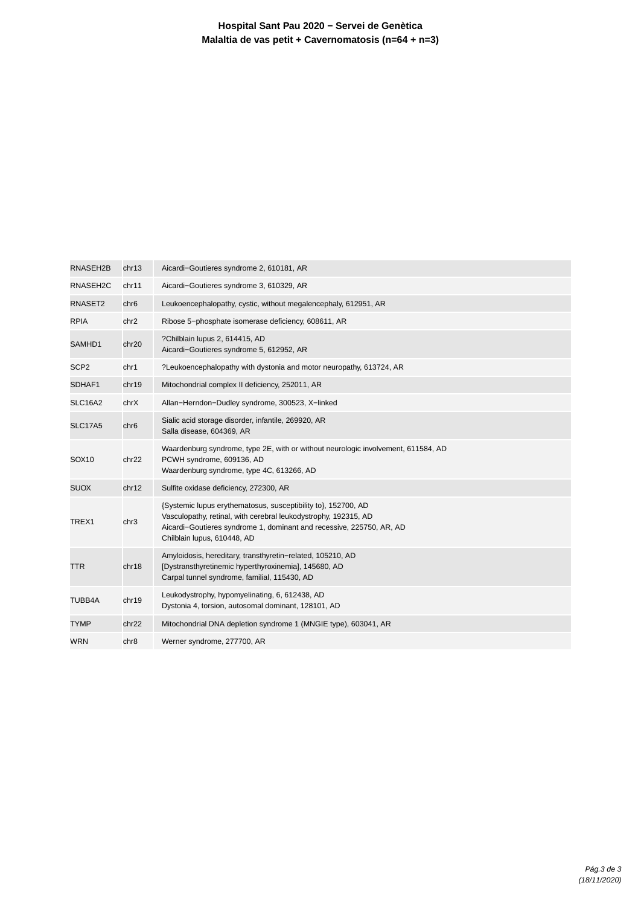| | | |
|---|---|---|
| RNASEH2B | chr13 | Aicardi−Goutieres syndrome 2, 610181, AR |
| RNASEH2C | chr11 | Aicardi−Goutieres syndrome 3, 610329, AR |
| RNASET2 | chr6 | Leukoencephalopathy, cystic, without megalencephaly, 612951, AR |
| RPIA | chr2 | Ribose 5−phosphate isomerase deficiency, 608611, AR |
| SAMHD1 | chr20 | ?Chilblain lupus 2, 614415, AD<br>Aicardi−Goutieres syndrome 5, 612952, AR |
| SCP2 | chr1 | ?Leukoencephalopathy with dystonia and motor neuropathy, 613724, AR |
| SDHAF1 | chr19 | Mitochondrial complex II deficiency, 252011, AR |
| SLC16A2 | chrX | Allan−Herndon−Dudley syndrome, 300523, X−linked |
| SLC17A5 | chr6 | Sialic acid storage disorder, infantile, 269920, AR<br>Salla disease, 604369, AR |
| SOX10 | chr22 | Waardenburg syndrome, type 2E, with or without neurologic involvement, 611584, AD<br>PCWH syndrome, 609136, AD<br>Waardenburg syndrome, type 4C, 613266, AD |
| SUOX | chr12 | Sulfite oxidase deficiency, 272300, AR |
| TREX1 | chr3 | {Systemic lupus erythematosus, susceptibility to}, 152700, AD<br>Vasculopathy, retinal, with cerebral leukodystrophy, 192315, AD<br>Aicardi−Goutieres syndrome 1, dominant and recessive, 225750, AR, AD<br>Chilblain lupus, 610448, AD |
| TTR | chr18 | Amyloidosis, hereditary, transthyretin−related, 105210, AD<br>[Dystransthyretinemic hyperthyroxinemia], 145680, AD<br>Carpal tunnel syndrome, familial, 115430, AD |
| TUBB4A | chr19 | Leukodystrophy, hypomyelinating, 6, 612438, AD<br>Dystonia 4, torsion, autosomal dominant, 128101, AD |
| TYMP | chr22 | Mitochondrial DNA depletion syndrome 1 (MNGIE type), 603041, AR |
| WRN | chr8 | Werner syndrome, 277700, AR |